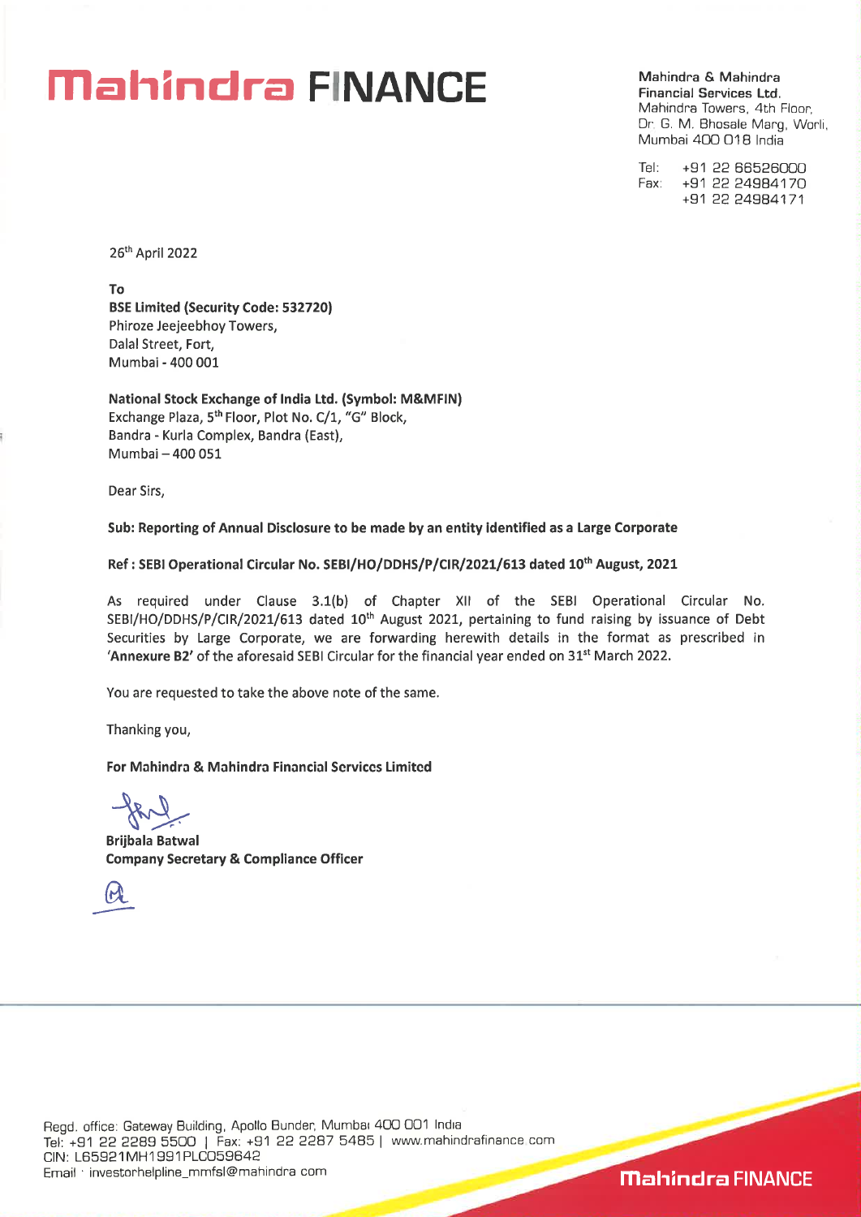# Mahindra FINANCE

**Mahindra & Mahindra Financial Services Ltd.**
Mahindra Towers, 4th Floor,
Dr. G. M. Bhosale Marg, Worli,
Mumbai 400 018 India

Tel: +91 22 66526000
Fax: +91 22 24984170
+91 22 24984171

26th April 2022

**To**
**BSE Limited (Security Code: 532720)**
Phiroze Jeejeebhoy Towers,
Dalal Street, Fort,
Mumbai - 400 001

**National Stock Exchange of India Ltd. (Symbol: M&MFIN)**
Exchange Plaza, 5th Floor, Plot No. C/1, "G" Block,
Bandra - Kurla Complex, Bandra (East),
Mumbai – 400 051

Dear Sirs,

**Sub: Reporting of Annual Disclosure to be made by an entity identified as a Large Corporate**

**Ref : SEBI Operational Circular No. SEBI/HO/DDHS/P/CIR/2021/613 dated 10th August, 2021**

As required under Clause 3.1(b) of Chapter XII of the SEBI Operational Circular No. SEBI/HO/DDHS/P/CIR/2021/613 dated 10th August 2021, pertaining to fund raising by issuance of Debt Securities by Large Corporate, we are forwarding herewith details in the format as prescribed in **'Annexure B2'** of the aforesaid SEBI Circular for the financial year ended on 31st March 2022.

You are requested to take the above note of the same.

Thanking you,

**For Mahindra & Mahindra Financial Services Limited**

**Brijbala Batwal**
**Company Secretary & Compliance Officer**

Regd. office: Gateway Building, Apollo Bunder, Mumbai 400 001 India
Tel: +91 22 2289 5500 | Fax: +91 22 2287 5485 | www.mahindrafinance.com
CIN: L65921MH1991PLC059642
Email : investorhelpline_mmfsl@mahindra.com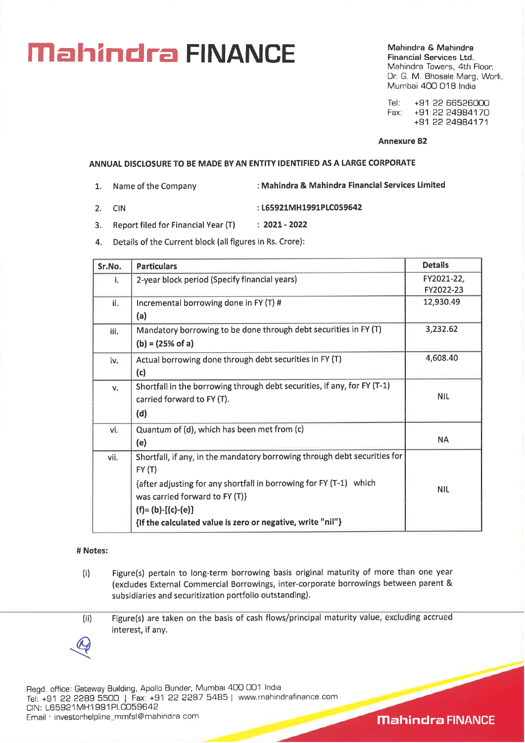# Mahindra FINANCE

**Mahindra & Mahindra Financial Services Ltd.**
Mahindra Towers, 4th Floor,
Dr. G. M. Bhosale Marg, Worli,
Mumbai 400 018 India

Tel: +91 22 66526000
Fax: +91 22 24984170
+91 22 24984171

**Annexure B2**

**ANNUAL DISCLOSURE TO BE MADE BY AN ENTITY IDENTIFIED AS A LARGE CORPORATE**

1. Name of the Company : **Mahindra & Mahindra Financial Services Limited**
2. CIN : **L65921MH1991PLC059642**
3. Report filed for Financial Year (T) : **2021 - 2022**
4. Details of the Current block (all figures in Rs. Crore):

| Sr.No. | Particulars | Details |
|---|---|---|
| i. | 2-year block period (Specify financial years) | FY2021-22, FY2022-23 |
| ii. | Incremental borrowing done in FY (T) # **(a)** | 12,930.49 |
| iii. | Mandatory borrowing to be done through debt securities in FY (T) **(b) = (25% of a)** | 3,232.62 |
| iv. | Actual borrowing done through debt securities in FY (T) **(c)** | 4,608.40 |
| v. | Shortfall in the borrowing through debt securities, if any, for FY (T-1) carried forward to FY (T). **(d)** | NIL |
| vi. | Quantum of (d), which has been met from (c) **(e)** | NA |
| vii. | Shortfall, if any, in the mandatory borrowing through debt securities for FY (T) {after adjusting for any shortfall in borrowing for FY (T-1) which was carried forward to FY (T)} **(f)= (b)-[(c)-(e)]** **{If the calculated value is zero or negative, write "nil"}** | NIL |

**# Notes:**

(i) Figure(s) pertain to long-term borrowing basis original maturity of more than one year (excludes External Commercial Borrowings, inter-corporate borrowings between parent & subsidiaries and securitization portfolio outstanding).

(ii) Figure(s) are taken on the basis of cash flows/principal maturity value, excluding accrued interest, if any.

Regd. office: Gateway Building, Apollo Bunder, Mumbai 400 001 India
Tel: +91 22 2289 5500 | Fax: +91 22 2287 5485 | www.mahindrafinance.com
CIN: L65921MH1991PLC059642
Email : investorhelpline_mmfsl@mahindra.com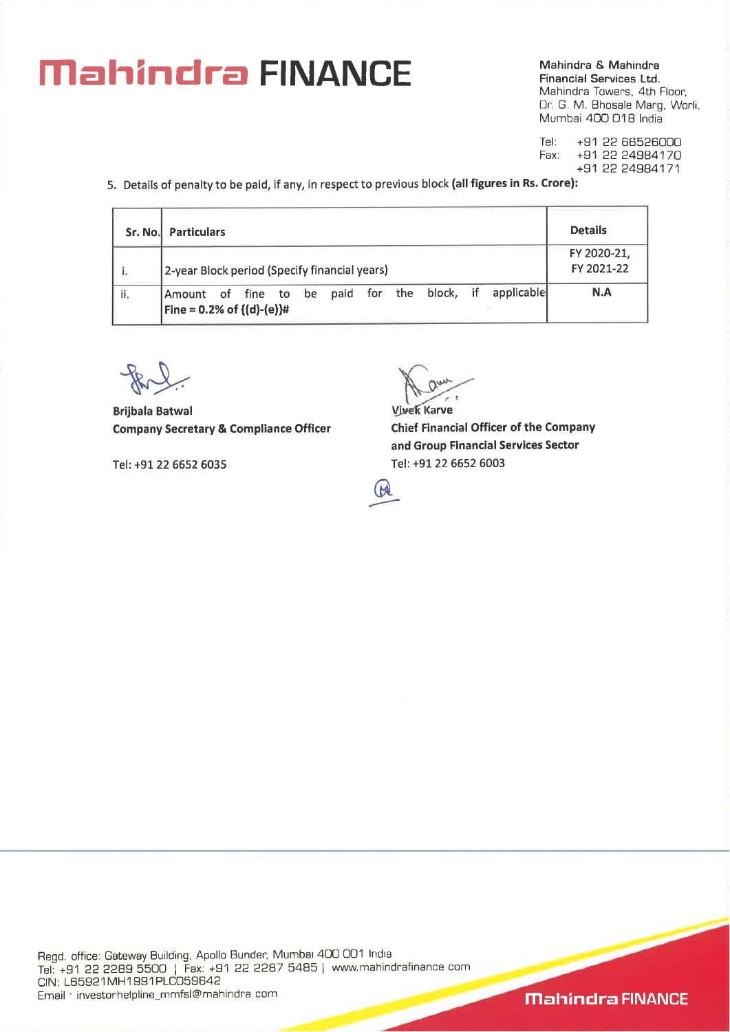# Mahindra FINANCE

**Mahindra & Mahindra Financial Services Ltd.**
Mahindra Towers, 4th Floor,
Dr. G. M. Bhosale Marg, Worli,
Mumbai 400 018 India

Tel: +91 22 66526000
Fax: +91 22 24984170
+91 22 24984171

5. Details of penalty to be paid, if any, in respect to previous block **(all figures in Rs. Crore):**

| Sr. No. | Particulars | Details |
|---|---|---|
| i. | 2-year Block period (Specify financial years) | FY 2020-21, FY 2021-22 |
| ii. | Amount of fine to be paid for the block, if applicable **Fine = 0.2% of {(d)-(e)}#** | **N.A** |

**Brijbala Batwal**
**Company Secretary & Compliance Officer**

Tel: +91 22 6652 6035

**Vivek Karve**
**Chief Financial Officer of the Company and Group Financial Services Sector**
Tel: +91 22 6652 6003

Regd. office: Gateway Building, Apollo Bunder, Mumbai 400 001 India
Tel: +91 22 2289 5500 | Fax: +91 22 2287 5485 | www.mahindrafinance.com
CIN: L65921MH1991PLC059642
Email : investorhelpline_mmfsl@mahindra.com